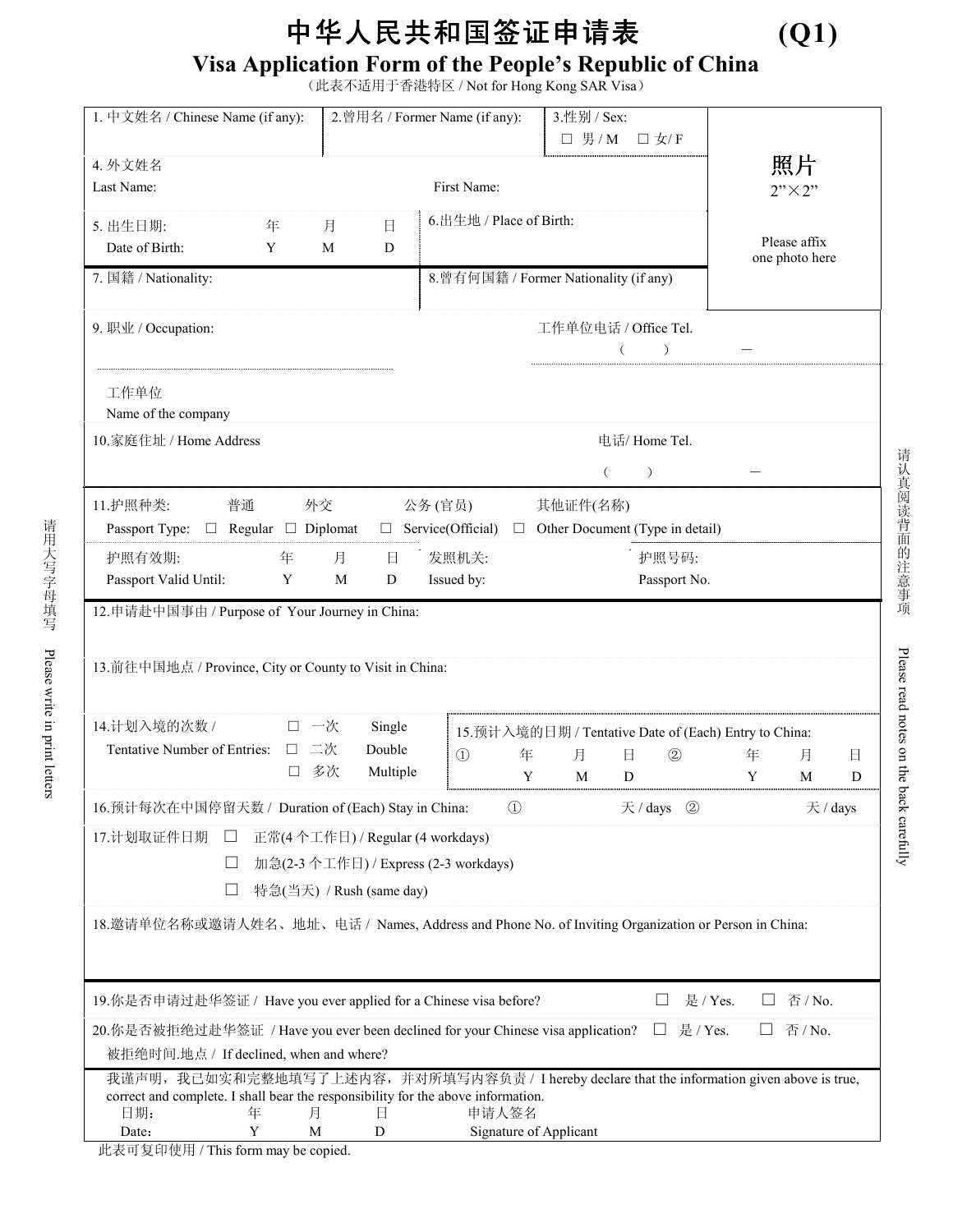# 中华人民共和国签证申请表 (Q1)

## Visa Application Form of the People's Republic of China

（此表不适用于香港特区 / Not for Hong Kong SAR Visa）

| | | | |
|---|---|---|---|
| 1. 中文姓名 / Chinese Name (if any): | 2.曾用名 / Former Name (if any): | 3.性别 / Sex: ☐ 男 / M ☐ 女/ F | 照片 2"×2" Please affix one photo here |
| 4. 外文姓名 Last Name: First Name: | | | |
| 5. 出生日期: 年 月 日 Date of Birth: Y M D | 6.出生地 / Place of Birth: | | |
| 7. 国籍 / Nationality: | 8.曾有何国籍 / Former Nationality (if any) | | |

9. 职业 / Occupation: 工作单位电话 / Office Tel. ( ) —

工作单位
Name of the company

10.家庭住址 / Home Address 电话/ Home Tel. ( ) —

11.护照种类: 普通 外交 公务 (官员) 其他证件(名称)
Passport Type: ☐ Regular ☐ Diplomat ☐ Service(Official) ☐ Other Document (Type in detail)

护照有效期: 年 月 日 发照机关: 护照号码:
Passport Valid Until: Y M D Issued by: Passport No.

12.申请赴中国事由 / Purpose of Your Journey in China:

13.前往中国地点 / Province, City or County to Visit in China:

14.计划入境的次数 / Tentative Number of Entries:
☐ 一次 Single
☐ 二次 Double
☐ 多次 Multiple

15.预计入境的日期 / Tentative Date of (Each) Entry to China: ① 年 Y 月 M 日 D ② 年 Y 月 M 日 D

16.预计每次在中国停留天数 / Duration of (Each) Stay in China: ① 天 / days ② 天 / days

17.计划取证件日期
☐ 正常(4 个工作日) / Regular (4 workdays)
☐ 加急(2-3 个工作日) / Express (2-3 workdays)
☐ 特急(当天) / Rush (same day)

18.邀请单位名称或邀请人姓名、地址、电话 / Names, Address and Phone No. of Inviting Organization or Person in China:

19.你是否申请过赴华签证 / Have you ever applied for a Chinese visa before? ☐ 是 / Yes. ☐ 否 / No.

20.你是否被拒绝过赴华签证 / Have you ever been declined for your Chinese visa application? ☐ 是 / Yes. ☐ 否 / No.
被拒绝时间.地点 / If declined, when and where?

我谨声明，我已如实和完整地填写了上述内容，并对所填写内容负责 / I hereby declare that the information given above is true, correct and complete. I shall bear the responsibility for the above information.

日期: 年 月 日 申请人签名
Date: Y M D Signature of Applicant

此表可复印使用 / This form may be copied.

请用大写字母填写 Please write in print letters

请认真阅读背面的注意事项 Please read notes on the back carefully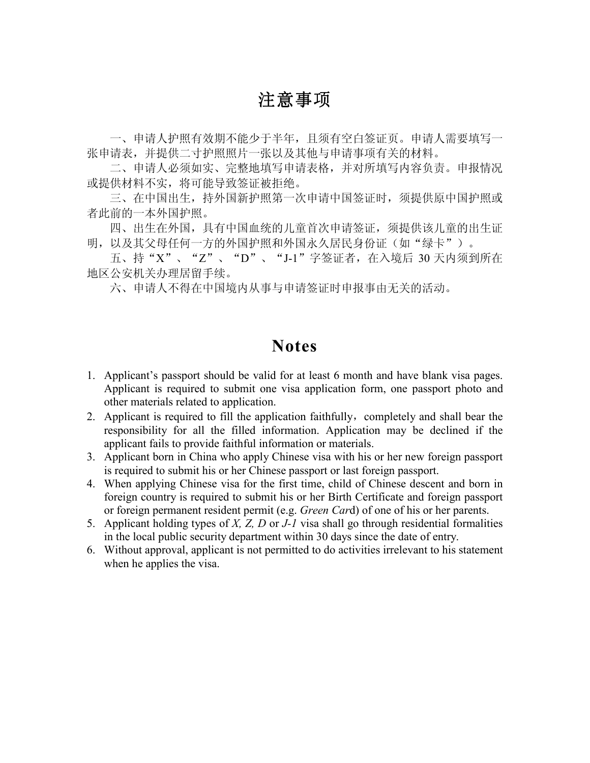# 注意事项

一、申请人护照有效期不能少于半年，且须有空白签证页。申请人需要填写一张申请表，并提供二寸护照照片一张以及其他与申请事项有关的材料。

二、申请人必须如实、完整地填写申请表格，并对所填写内容负责。申报情况或提供材料不实，将可能导致签证被拒绝。

三、在中国出生，持外国新护照第一次申请中国签证时，须提供原中国护照或者此前的一本外国护照。

四、出生在外国，具有中国血统的儿童首次申请签证，须提供该儿童的出生证明，以及其父母任何一方的外国护照和外国永久居民身份证（如"绿卡"）。

五、持"X"、"Z"、"D"、"J-1"字签证者，在入境后 30 天内须到所在地区公安机关办理居留手续。

六、申请人不得在中国境内从事与申请签证时申报事由无关的活动。

# Notes

1. Applicant's passport should be valid for at least 6 month and have blank visa pages. Applicant is required to submit one visa application form, one passport photo and other materials related to application.
2. Applicant is required to fill the application faithfully，completely and shall bear the responsibility for all the filled information. Application may be declined if the applicant fails to provide faithful information or materials.
3. Applicant born in China who apply Chinese visa with his or her new foreign passport is required to submit his or her Chinese passport or last foreign passport.
4. When applying Chinese visa for the first time, child of Chinese descent and born in foreign country is required to submit his or her Birth Certificate and foreign passport or foreign permanent resident permit (e.g. *Green Car*d) of one of his or her parents.
5. Applicant holding types of *X, Z, D* or *J-1* visa shall go through residential formalities in the local public security department within 30 days since the date of entry.
6. Without approval, applicant is not permitted to do activities irrelevant to his statement when he applies the visa.